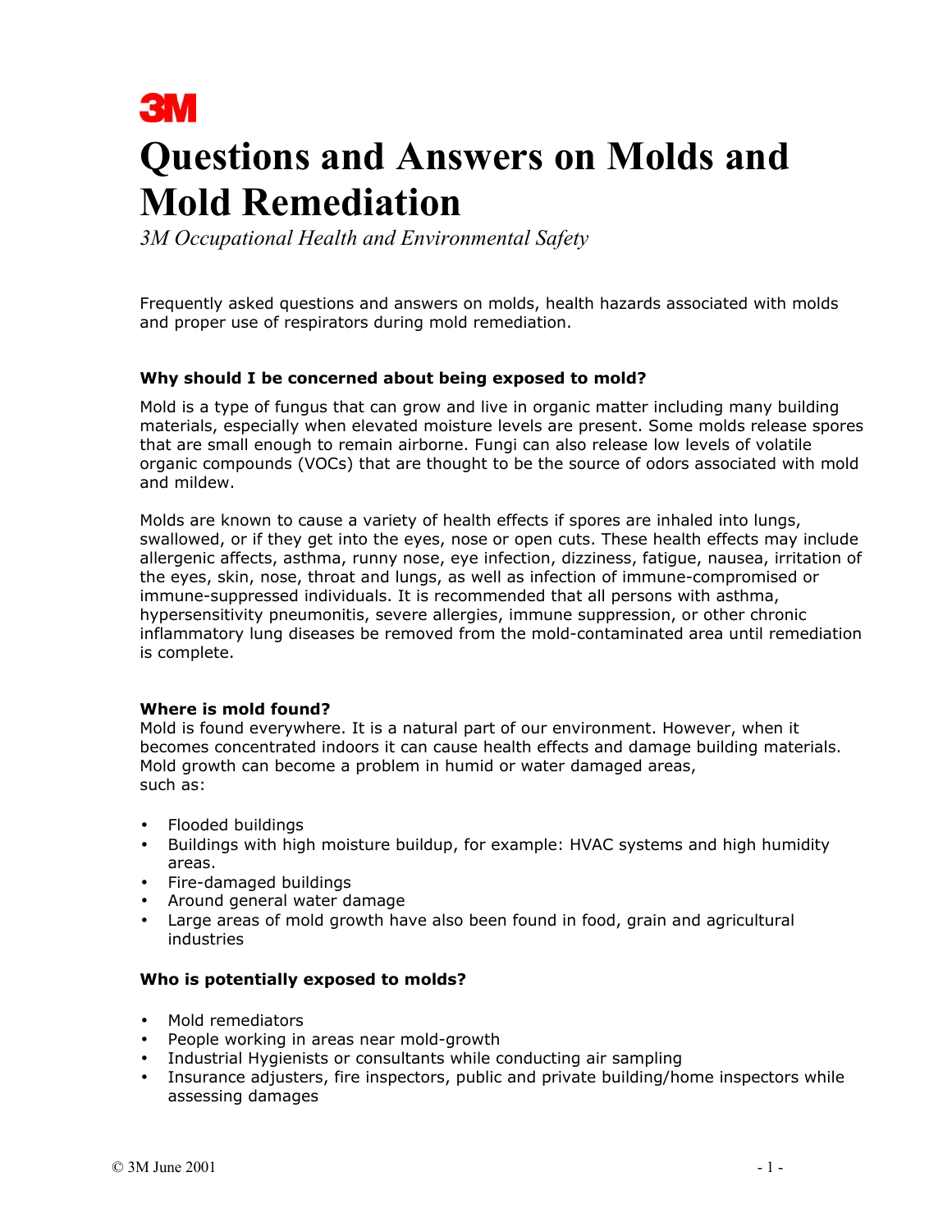3M

# Questions and Answers on Molds and Mold Remediation

*3M Occupational Health and Environmental Safety*

Frequently asked questions and answers on molds, health hazards associated with molds and proper use of respirators during mold remediation.

### Why should I be concerned about being exposed to mold?

Mold is a type of fungus that can grow and live in organic matter including many building materials, especially when elevated moisture levels are present. Some molds release spores that are small enough to remain airborne. Fungi can also release low levels of volatile organic compounds (VOCs) that are thought to be the source of odors associated with mold and mildew.

Molds are known to cause a variety of health effects if spores are inhaled into lungs, swallowed, or if they get into the eyes, nose or open cuts. These health effects may include allergenic affects, asthma, runny nose, eye infection, dizziness, fatigue, nausea, irritation of the eyes, skin, nose, throat and lungs, as well as infection of immune-compromised or immune-suppressed individuals. It is recommended that all persons with asthma, hypersensitivity pneumonitis, severe allergies, immune suppression, or other chronic inflammatory lung diseases be removed from the mold-contaminated area until remediation is complete.

### Where is mold found?

Mold is found everywhere. It is a natural part of our environment. However, when it becomes concentrated indoors it can cause health effects and damage building materials. Mold growth can become a problem in humid or water damaged areas, such as:

- Flooded buildings
- Buildings with high moisture buildup, for example: HVAC systems and high humidity areas.
- Fire-damaged buildings
- Around general water damage
- Large areas of mold growth have also been found in food, grain and agricultural industries

### Who is potentially exposed to molds?

- Mold remediators
- People working in areas near mold-growth
- Industrial Hygienists or consultants while conducting air sampling
- Insurance adjusters, fire inspectors, public and private building/home inspectors while assessing damages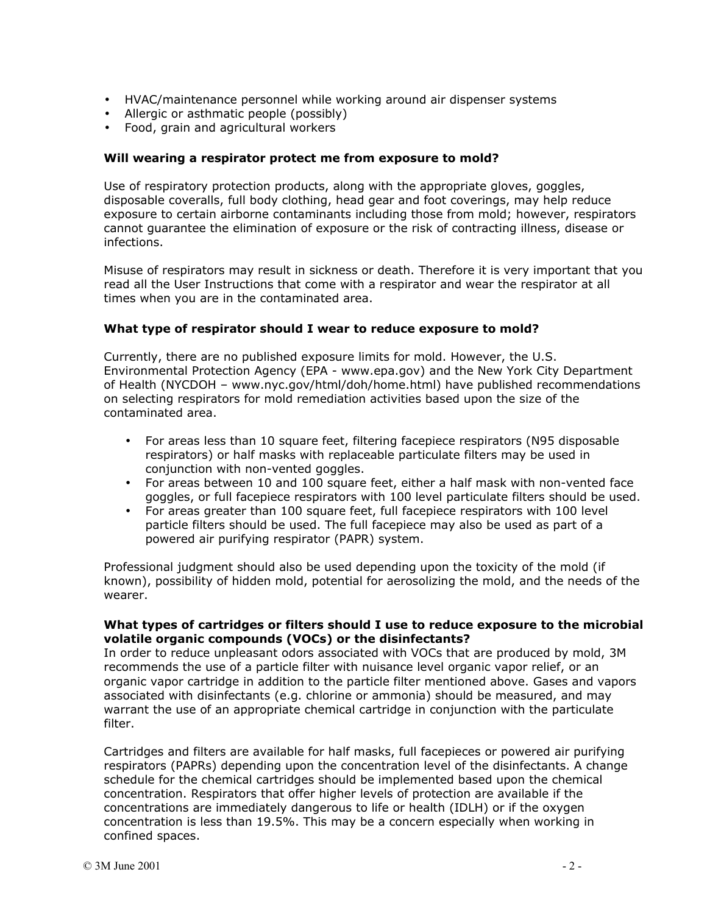- HVAC/maintenance personnel while working around air dispenser systems
- Allergic or asthmatic people (possibly)
- Food, grain and agricultural workers

**Will wearing a respirator protect me from exposure to mold?**

Use of respiratory protection products, along with the appropriate gloves, goggles, disposable coveralls, full body clothing, head gear and foot coverings, may help reduce exposure to certain airborne contaminants including those from mold; however, respirators cannot guarantee the elimination of exposure or the risk of contracting illness, disease or infections.

Misuse of respirators may result in sickness or death. Therefore it is very important that you read all the User Instructions that come with a respirator and wear the respirator at all times when you are in the contaminated area.

**What type of respirator should I wear to reduce exposure to mold?**

Currently, there are no published exposure limits for mold. However, the U.S. Environmental Protection Agency (EPA - www.epa.gov) and the New York City Department of Health (NYCDOH – www.nyc.gov/html/doh/home.html) have published recommendations on selecting respirators for mold remediation activities based upon the size of the contaminated area.

- For areas less than 10 square feet, filtering facepiece respirators (N95 disposable respirators) or half masks with replaceable particulate filters may be used in conjunction with non-vented goggles.
- For areas between 10 and 100 square feet, either a half mask with non-vented face goggles, or full facepiece respirators with 100 level particulate filters should be used.
- For areas greater than 100 square feet, full facepiece respirators with 100 level particle filters should be used. The full facepiece may also be used as part of a powered air purifying respirator (PAPR) system.

Professional judgment should also be used depending upon the toxicity of the mold (if known), possibility of hidden mold, potential for aerosolizing the mold, and the needs of the wearer.

**What types of cartridges or filters should I use to reduce exposure to the microbial volatile organic compounds (VOCs) or the disinfectants?**

In order to reduce unpleasant odors associated with VOCs that are produced by mold, 3M recommends the use of a particle filter with nuisance level organic vapor relief, or an organic vapor cartridge in addition to the particle filter mentioned above. Gases and vapors associated with disinfectants (e.g. chlorine or ammonia) should be measured, and may warrant the use of an appropriate chemical cartridge in conjunction with the particulate filter.

Cartridges and filters are available for half masks, full facepieces or powered air purifying respirators (PAPRs) depending upon the concentration level of the disinfectants. A change schedule for the chemical cartridges should be implemented based upon the chemical concentration. Respirators that offer higher levels of protection are available if the concentrations are immediately dangerous to life or health (IDLH) or if the oxygen concentration is less than 19.5%. This may be a concern especially when working in confined spaces.

© 3M June 2001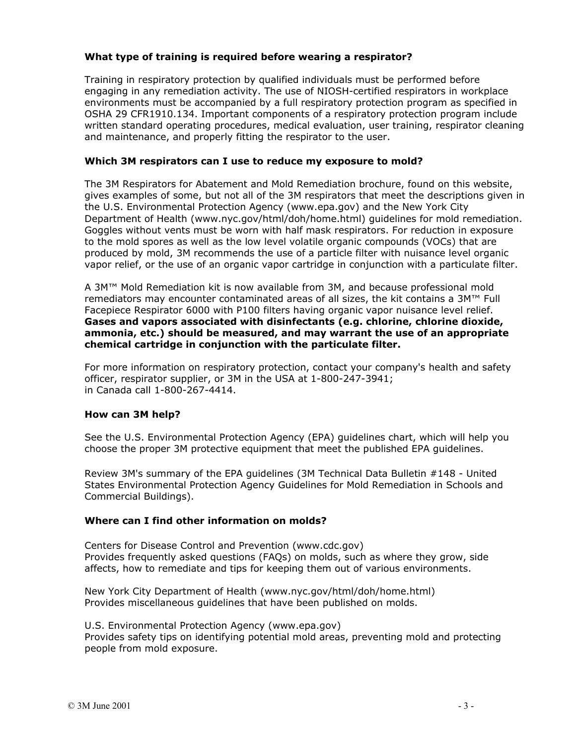**What type of training is required before wearing a respirator?**

Training in respiratory protection by qualified individuals must be performed before engaging in any remediation activity. The use of NIOSH-certified respirators in workplace environments must be accompanied by a full respiratory protection program as specified in OSHA 29 CFR1910.134. Important components of a respiratory protection program include written standard operating procedures, medical evaluation, user training, respirator cleaning and maintenance, and properly fitting the respirator to the user.

**Which 3M respirators can I use to reduce my exposure to mold?**

The 3M Respirators for Abatement and Mold Remediation brochure, found on this website, gives examples of some, but not all of the 3M respirators that meet the descriptions given in the U.S. Environmental Protection Agency (www.epa.gov) and the New York City Department of Health (www.nyc.gov/html/doh/home.html) guidelines for mold remediation. Goggles without vents must be worn with half mask respirators. For reduction in exposure to the mold spores as well as the low level volatile organic compounds (VOCs) that are produced by mold, 3M recommends the use of a particle filter with nuisance level organic vapor relief, or the use of an organic vapor cartridge in conjunction with a particulate filter.

A 3M™ Mold Remediation kit is now available from 3M, and because professional mold remediators may encounter contaminated areas of all sizes, the kit contains a 3M™ Full Facepiece Respirator 6000 with P100 filters having organic vapor nuisance level relief. **Gases and vapors associated with disinfectants (e.g. chlorine, chlorine dioxide, ammonia, etc.) should be measured, and may warrant the use of an appropriate chemical cartridge in conjunction with the particulate filter.**

For more information on respiratory protection, contact your company's health and safety officer, respirator supplier, or 3M in the USA at 1-800-247-3941;
in Canada call 1-800-267-4414.

**How can 3M help?**

See the U.S. Environmental Protection Agency (EPA) guidelines chart, which will help you choose the proper 3M protective equipment that meet the published EPA guidelines.

Review 3M's summary of the EPA guidelines (3M Technical Data Bulletin #148 - United States Environmental Protection Agency Guidelines for Mold Remediation in Schools and Commercial Buildings).

**Where can I find other information on molds?**

Centers for Disease Control and Prevention (www.cdc.gov)
Provides frequently asked questions (FAQs) on molds, such as where they grow, side affects, how to remediate and tips for keeping them out of various environments.

New York City Department of Health (www.nyc.gov/html/doh/home.html)
Provides miscellaneous guidelines that have been published on molds.

U.S. Environmental Protection Agency (www.epa.gov)
Provides safety tips on identifying potential mold areas, preventing mold and protecting people from mold exposure.

© 3M June 2001